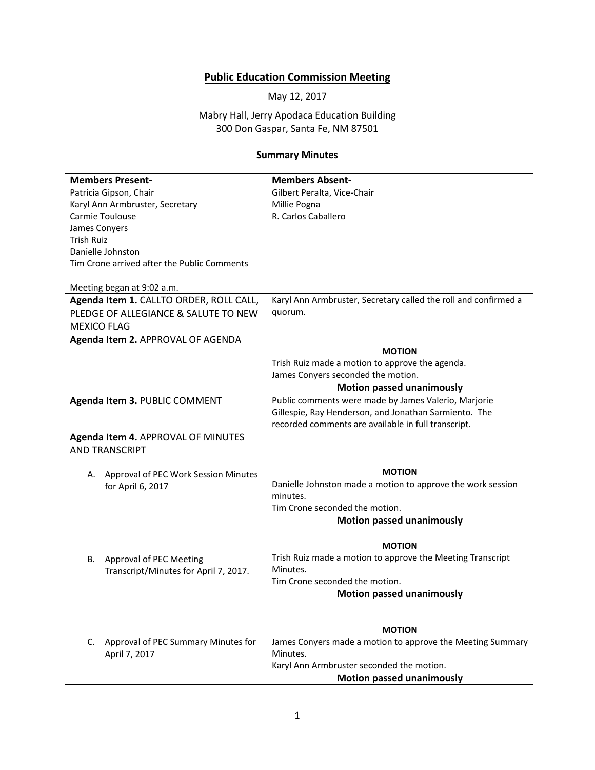# Public Education Commission Meeting

May 12, 2017

Mabry Hall, Jerry Apodaca Education Building
300 Don Gaspar, Santa Fe, NM 87501

### Summary Minutes

| **Members Present-**<br>Patricia Gipson, Chair<br>Karyl Ann Armbruster, Secretary<br>Carmie Toulouse<br>James Conyers<br>Trish Ruiz<br>Danielle Johnston<br>Tim Crone arrived after the Public Comments<br><br>Meeting began at 9:02 a.m. | **Members Absent-**<br>Gilbert Peralta, Vice-Chair<br>Millie Pogna<br>R. Carlos Caballero |
|---|---|
| **Agenda Item 1.** CALLTO ORDER, ROLL CALL, PLEDGE OF ALLEGIANCE & SALUTE TO NEW MEXICO FLAG | Karyl Ann Armbruster, Secretary called the roll and confirmed a quorum. |
| **Agenda Item 2.** APPROVAL OF AGENDA | **MOTION**<br>Trish Ruiz made a motion to approve the agenda.<br>James Conyers seconded the motion.<br>**Motion passed unanimously** |
| **Agenda Item 3.** PUBLIC COMMENT | Public comments were made by James Valerio, Marjorie Gillespie, Ray Henderson, and Jonathan Sarmiento. The recorded comments are available in full transcript. |
| **Agenda Item 4.** APPROVAL OF MINUTES AND TRANSCRIPT<br><br>A. Approval of PEC Work Session Minutes for April 6, 2017 | **MOTION**<br>Danielle Johnston made a motion to approve the work session minutes.<br>Tim Crone seconded the motion.<br>**Motion passed unanimously** |
| B. Approval of PEC Meeting Transcript/Minutes for April 7, 2017. | **MOTION**<br>Trish Ruiz made a motion to approve the Meeting Transcript Minutes.<br>Tim Crone seconded the motion.<br>**Motion passed unanimously** |
| C. Approval of PEC Summary Minutes for April 7, 2017 | **MOTION**<br>James Conyers made a motion to approve the Meeting Summary Minutes.<br>Karyl Ann Armbruster seconded the motion.<br>**Motion passed unanimously** |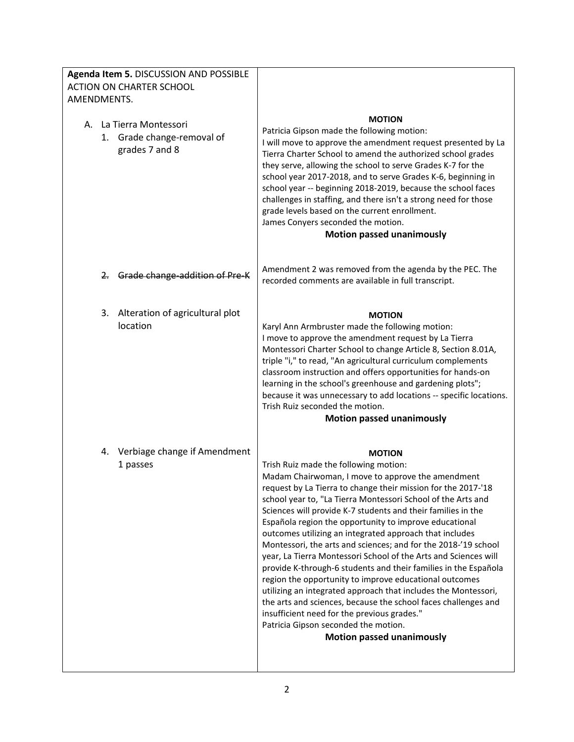| **Agenda Item 5.** DISCUSSION AND POSSIBLE ACTION ON CHARTER SCHOOL AMENDMENTS. | |
|---|---|
| A. La Tierra Montessori<br>1. Grade change-removal of grades 7 and 8 | **MOTION**<br>Patricia Gipson made the following motion:<br>I will move to approve the amendment request presented by La Tierra Charter School to amend the authorized school grades they serve, allowing the school to serve Grades K-7 for the school year 2017-2018, and to serve Grades K-6, beginning in school year -- beginning 2018-2019, because the school faces challenges in staffing, and there isn't a strong need for those grade levels based on the current enrollment.<br>James Conyers seconded the motion.<br>**Motion passed unanimously** |
| ~~2. Grade change-addition of Pre-K~~ | Amendment 2 was removed from the agenda by the PEC. The recorded comments are available in full transcript. |
| 3. Alteration of agricultural plot location | **MOTION**<br>Karyl Ann Armbruster made the following motion:<br>I move to approve the amendment request by La Tierra Montessori Charter School to change Article 8, Section 8.01A, triple "i," to read, "An agricultural curriculum complements classroom instruction and offers opportunities for hands-on learning in the school's greenhouse and gardening plots"; because it was unnecessary to add locations -- specific locations.<br>Trish Ruiz seconded the motion.<br>**Motion passed unanimously** |
| 4. Verbiage change if Amendment 1 passes | **MOTION**<br>Trish Ruiz made the following motion:<br>Madam Chairwoman, I move to approve the amendment request by La Tierra to change their mission for the 2017-'18 school year to, "La Tierra Montessori School of the Arts and Sciences will provide K-7 students and their families in the Española region the opportunity to improve educational outcomes utilizing an integrated approach that includes Montessori, the arts and sciences; and for the 2018-'19 school year, La Tierra Montessori School of the Arts and Sciences will provide K-through-6 students and their families in the Española region the opportunity to improve educational outcomes utilizing an integrated approach that includes the Montessori, the arts and sciences, because the school faces challenges and insufficient need for the previous grades."<br>Patricia Gipson seconded the motion.<br>**Motion passed unanimously** |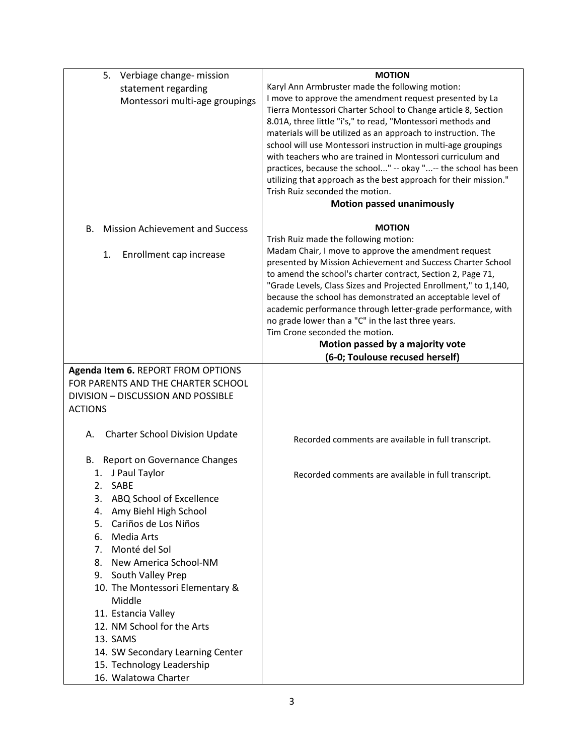| | |
|---|---|
| 5. Verbiage change- mission statement regarding Montessori multi-age groupings | **MOTION**<br>Karyl Ann Armbruster made the following motion:<br>I move to approve the amendment request presented by La Tierra Montessori Charter School to Change article 8, Section 8.01A, three little "i's," to read, "Montessori methods and materials will be utilized as an approach to instruction. The school will use Montessori instruction in multi-age groupings with teachers who are trained in Montessori curriculum and practices, because the school..." -- okay "...-- the school has been utilizing that approach as the best approach for their mission."<br>Trish Ruiz seconded the motion.<br>**Motion passed unanimously** |
| B. Mission Achievement and Success<br><br>1. Enrollment cap increase | **MOTION**<br>Trish Ruiz made the following motion:<br>Madam Chair, I move to approve the amendment request presented by Mission Achievement and Success Charter School to amend the school's charter contract, Section 2, Page 71, "Grade Levels, Class Sizes and Projected Enrollment," to 1,140, because the school has demonstrated an acceptable level of academic performance through letter-grade performance, with no grade lower than a "C" in the last three years.<br>Tim Crone seconded the motion.<br>**Motion passed by a majority vote**<br>**(6-0; Toulouse recused herself)** |
| **Agenda Item 6.** REPORT FROM OPTIONS FOR PARENTS AND THE CHARTER SCHOOL DIVISION – DISCUSSION AND POSSIBLE ACTIONS<br><br>A. Charter School Division Update<br><br>B. Report on Governance Changes<br>1. J Paul Taylor<br>2. SABE<br>3. ABQ School of Excellence<br>4. Amy Biehl High School<br>5. Cariños de Los Niños<br>6. Media Arts<br>7. Monté del Sol<br>8. New America School-NM<br>9. South Valley Prep<br>10. The Montessori Elementary & Middle<br>11. Estancia Valley<br>12. NM School for the Arts<br>13. SAMS<br>14. SW Secondary Learning Center<br>15. Technology Leadership<br>16. Walatowa Charter | Recorded comments are available in full transcript.<br><br>Recorded comments are available in full transcript. |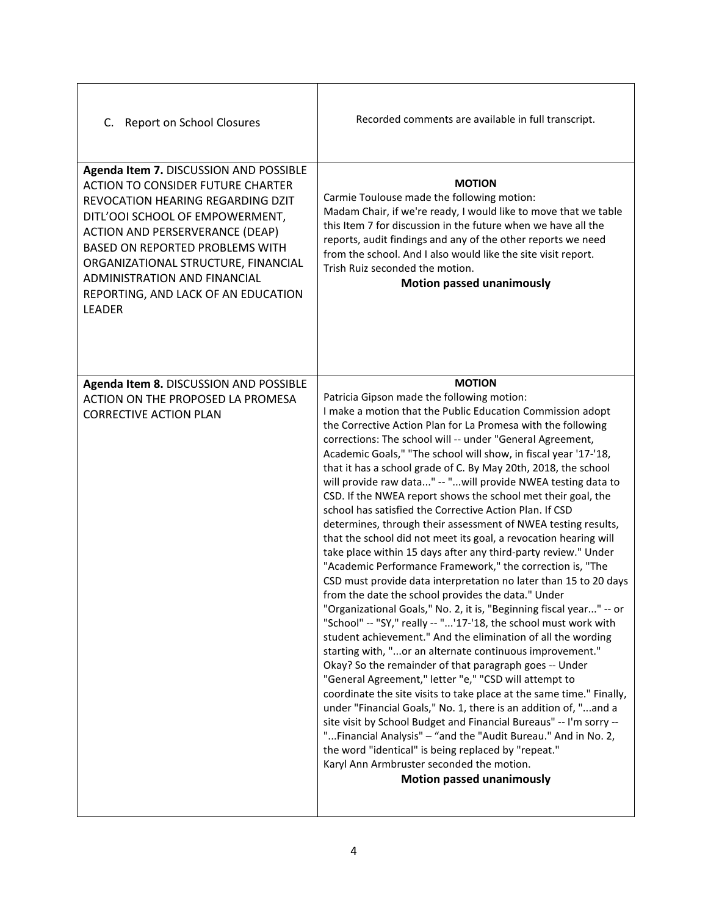| | |
|---|---|
| C. Report on School Closures | Recorded comments are available in full transcript. |
| **Agenda Item 7.** DISCUSSION AND POSSIBLE ACTION TO CONSIDER FUTURE CHARTER REVOCATION HEARING REGARDING DZIT DITL'OOI SCHOOL OF EMPOWERMENT, ACTION AND PERSERVERANCE (DEAP) BASED ON REPORTED PROBLEMS WITH ORGANIZATIONAL STRUCTURE, FINANCIAL ADMINISTRATION AND FINANCIAL REPORTING, AND LACK OF AN EDUCATION LEADER | **MOTION**<br>Carmie Toulouse made the following motion:<br>Madam Chair, if we're ready, I would like to move that we table this Item 7 for discussion in the future when we have all the reports, audit findings and any of the other reports we need from the school. And I also would like the site visit report.<br>Trish Ruiz seconded the motion.<br>**Motion passed unanimously** |
| **Agenda Item 8.** DISCUSSION AND POSSIBLE ACTION ON THE PROPOSED LA PROMESA CORRECTIVE ACTION PLAN | **MOTION**<br>Patricia Gipson made the following motion:<br>I make a motion that the Public Education Commission adopt the Corrective Action Plan for La Promesa with the following corrections: The school will -- under "General Agreement, Academic Goals," "The school will show, in fiscal year '17-'18, that it has a school grade of C. By May 20th, 2018, the school will provide raw data..." -- "...will provide NWEA testing data to CSD. If the NWEA report shows the school met their goal, the school has satisfied the Corrective Action Plan. If CSD determines, through their assessment of NWEA testing results, that the school did not meet its goal, a revocation hearing will take place within 15 days after any third-party review." Under "Academic Performance Framework," the correction is, "The CSD must provide data interpretation no later than 15 to 20 days from the date the school provides the data." Under "Organizational Goals," No. 2, it is, "Beginning fiscal year..." -- or "School" -- "SY," really -- "...'17-'18, the school must work with student achievement." And the elimination of all the wording starting with, "...or an alternate continuous improvement." Okay? So the remainder of that paragraph goes -- Under "General Agreement," letter "e," "CSD will attempt to coordinate the site visits to take place at the same time." Finally, under "Financial Goals," No. 1, there is an addition of, "...and a site visit by School Budget and Financial Bureaus" -- I'm sorry -- "...Financial Analysis" – "and the "Audit Bureau." And in No. 2, the word "identical" is being replaced by "repeat."<br>Karyl Ann Armbruster seconded the motion.<br>**Motion passed unanimously** |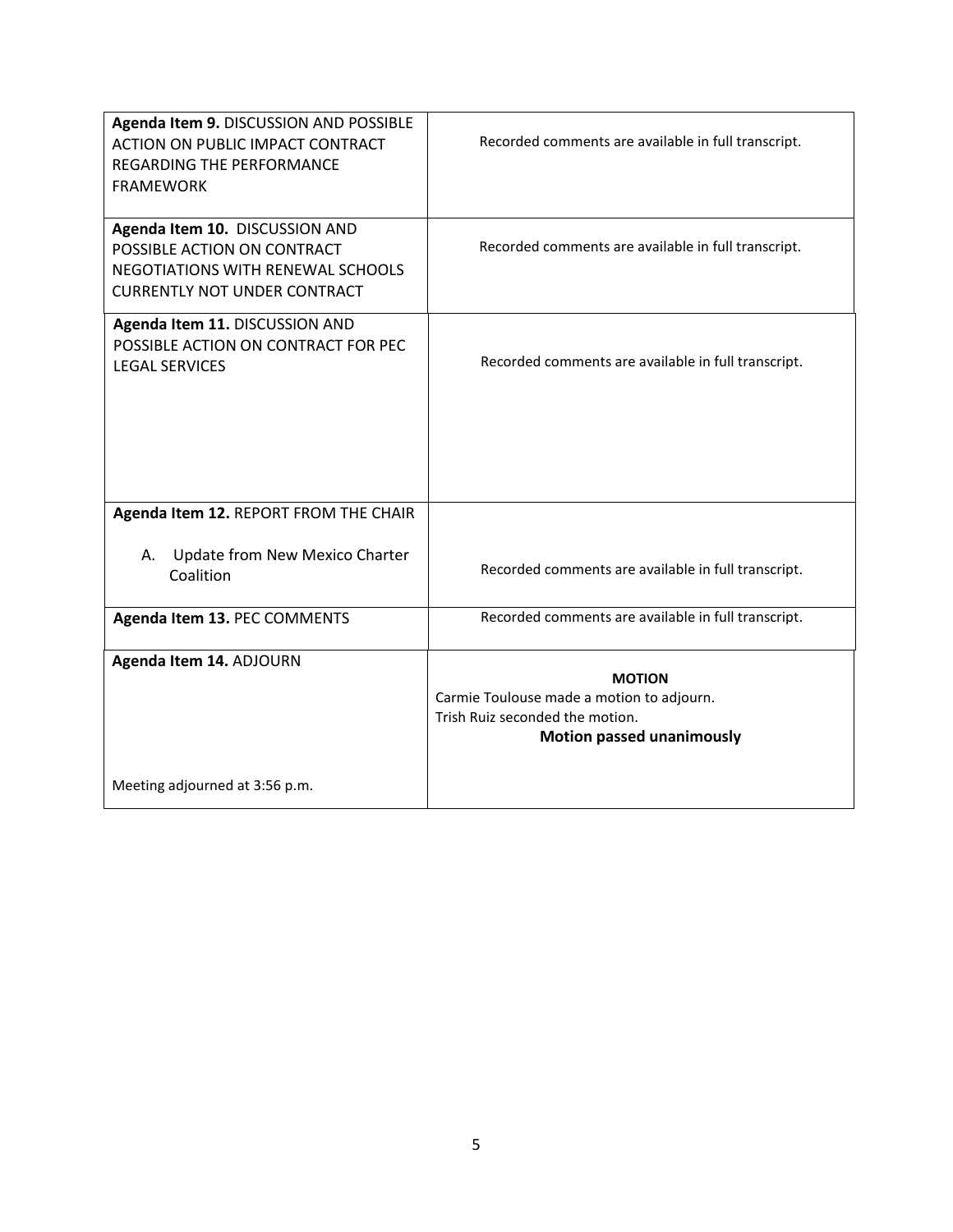| | |
|---|---|
| **Agenda Item 9.** DISCUSSION AND POSSIBLE ACTION ON PUBLIC IMPACT CONTRACT REGARDING THE PERFORMANCE FRAMEWORK | Recorded comments are available in full transcript. |
| **Agenda Item 10.** DISCUSSION AND POSSIBLE ACTION ON CONTRACT NEGOTIATIONS WITH RENEWAL SCHOOLS CURRENTLY NOT UNDER CONTRACT | Recorded comments are available in full transcript. |
| **Agenda Item 11.** DISCUSSION AND POSSIBLE ACTION ON CONTRACT FOR PEC LEGAL SERVICES | Recorded comments are available in full transcript. |
| **Agenda Item 12.** REPORT FROM THE CHAIR<br><br>A. Update from New Mexico Charter Coalition | Recorded comments are available in full transcript. |
| **Agenda Item 13.** PEC COMMENTS | Recorded comments are available in full transcript. |
| **Agenda Item 14.** ADJOURN<br><br>Meeting adjourned at 3:56 p.m. | **MOTION**<br>Carmie Toulouse made a motion to adjourn.<br>Trish Ruiz seconded the motion.<br>**Motion passed unanimously** |